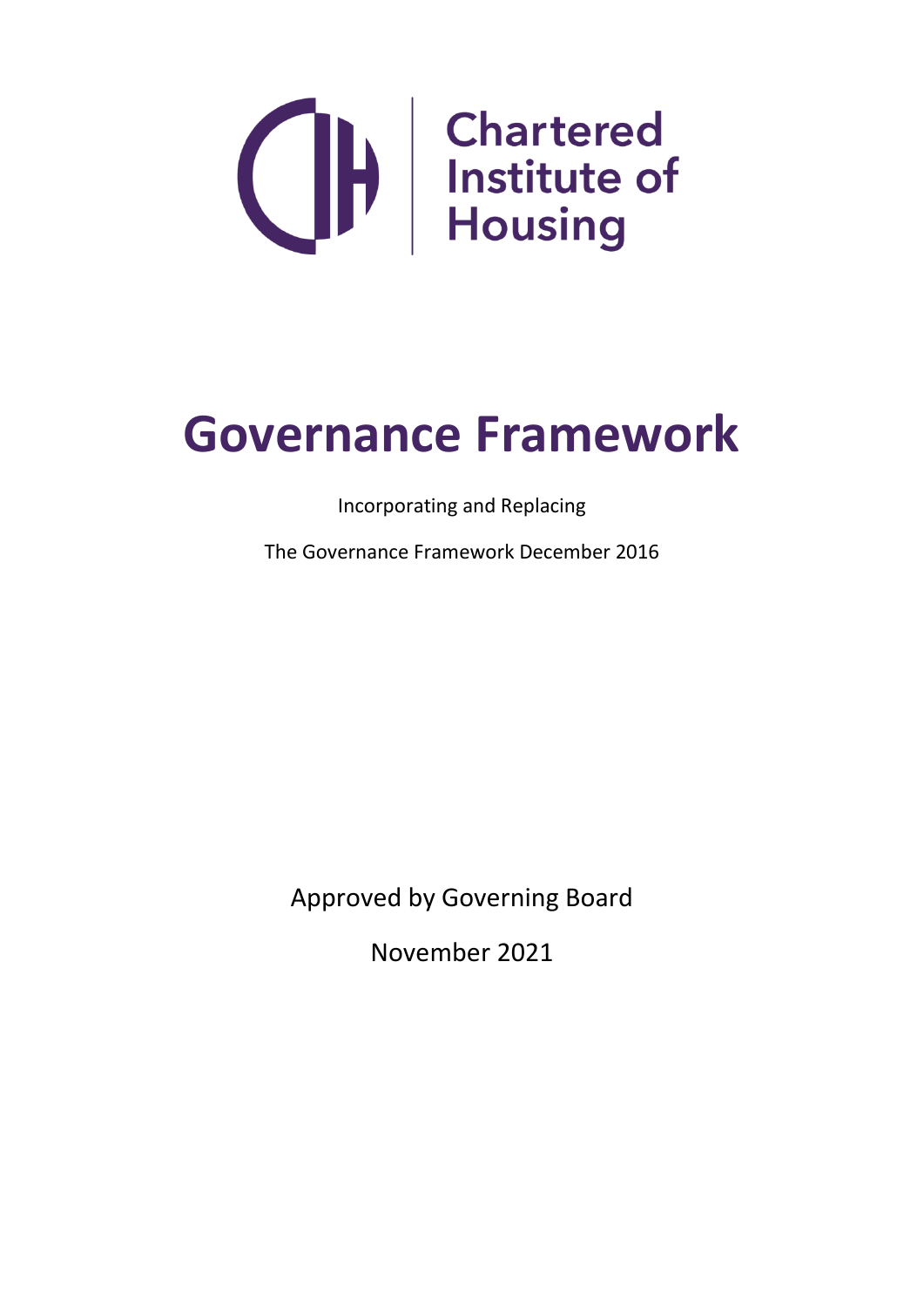Chartered Institute of Housing

# Governance Framework

Incorporating and Replacing

The Governance Framework December 2016

Approved by Governing Board

November 2021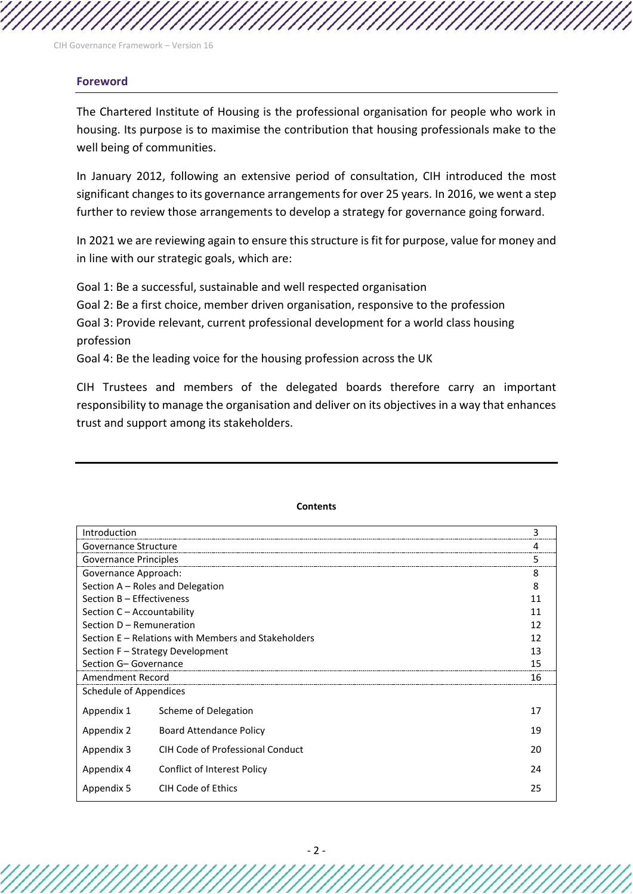## Foreword

The Chartered Institute of Housing is the professional organisation for people who work in housing. Its purpose is to maximise the contribution that housing professionals make to the well being of communities.

In January 2012, following an extensive period of consultation, CIH introduced the most significant changes to its governance arrangements for over 25 years. In 2016, we went a step further to review those arrangements to develop a strategy for governance going forward.

In 2021 we are reviewing again to ensure this structure is fit for purpose, value for money and in line with our strategic goals, which are:

Goal 1: Be a successful, sustainable and well respected organisation
Goal 2: Be a first choice, member driven organisation, responsive to the profession
Goal 3: Provide relevant, current professional development for a world class housing profession
Goal 4: Be the leading voice for the housing profession across the UK

CIH Trustees and members of the delegated boards therefore carry an important responsibility to manage the organisation and deliver on its objectives in a way that enhances trust and support among its stakeholders.

**Contents**

| | | |
|---|---|---|
| Introduction | | 3 |
| Governance Structure | | 4 |
| Governance Principles | | 5 |
| Governance Approach: | | 8 |
| Section A – Roles and Delegation | | 8 |
| Section B – Effectiveness | | 11 |
| Section C – Accountability | | 11 |
| Section D – Remuneration | | 12 |
| Section E – Relations with Members and Stakeholders | | 12 |
| Section F – Strategy Development | | 13 |
| Section G– Governance | | 15 |
| Amendment Record | | 16 |
| Schedule of Appendices | | |
| Appendix 1 | Scheme of Delegation | 17 |
| Appendix 2 | Board Attendance Policy | 19 |
| Appendix 3 | CIH Code of Professional Conduct | 20 |
| Appendix 4 | Conflict of Interest Policy | 24 |
| Appendix 5 | CIH Code of Ethics | 25 |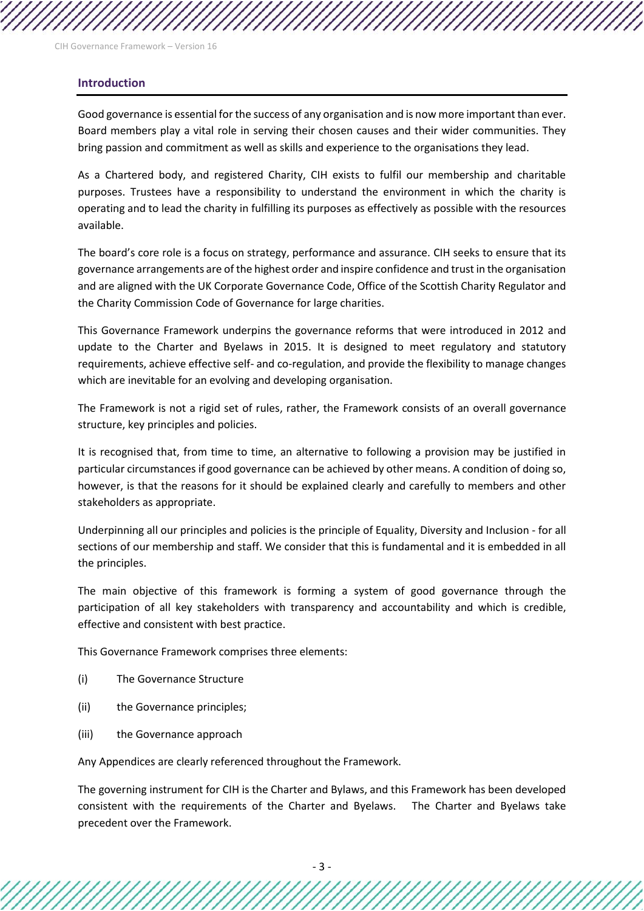## Introduction

Good governance is essential for the success of any organisation and is now more important than ever. Board members play a vital role in serving their chosen causes and their wider communities. They bring passion and commitment as well as skills and experience to the organisations they lead.

As a Chartered body, and registered Charity, CIH exists to fulfil our membership and charitable purposes. Trustees have a responsibility to understand the environment in which the charity is operating and to lead the charity in fulfilling its purposes as effectively as possible with the resources available.

The board's core role is a focus on strategy, performance and assurance. CIH seeks to ensure that its governance arrangements are of the highest order and inspire confidence and trust in the organisation and are aligned with the UK Corporate Governance Code, Office of the Scottish Charity Regulator and the Charity Commission Code of Governance for large charities.

This Governance Framework underpins the governance reforms that were introduced in 2012 and update to the Charter and Byelaws in 2015. It is designed to meet regulatory and statutory requirements, achieve effective self- and co-regulation, and provide the flexibility to manage changes which are inevitable for an evolving and developing organisation.

The Framework is not a rigid set of rules, rather, the Framework consists of an overall governance structure, key principles and policies.

It is recognised that, from time to time, an alternative to following a provision may be justified in particular circumstances if good governance can be achieved by other means. A condition of doing so, however, is that the reasons for it should be explained clearly and carefully to members and other stakeholders as appropriate.

Underpinning all our principles and policies is the principle of Equality, Diversity and Inclusion - for all sections of our membership and staff. We consider that this is fundamental and it is embedded in all the principles.

The main objective of this framework is forming a system of good governance through the participation of all key stakeholders with transparency and accountability and which is credible, effective and consistent with best practice.

This Governance Framework comprises three elements:

(i) The Governance Structure

(ii) the Governance principles;

(iii) the Governance approach

Any Appendices are clearly referenced throughout the Framework.

The governing instrument for CIH is the Charter and Bylaws, and this Framework has been developed consistent with the requirements of the Charter and Byelaws. The Charter and Byelaws take precedent over the Framework.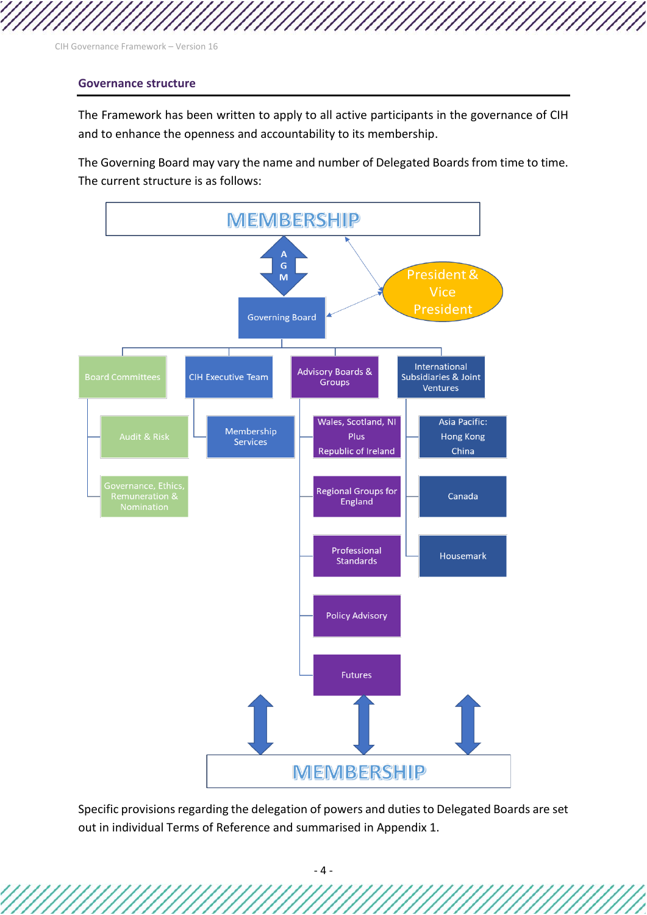## Governance structure

The Framework has been written to apply to all active participants in the governance of CIH and to enhance the openness and accountability to its membership.

The Governing Board may vary the name and number of Delegated Boards from time to time. The current structure is as follows:

- MEMBERSHIP
  - AGM
  - President & Vice President
- Governing Board
  - Board Committees
    - Audit & Risk
    - Governance, Ethics, Remuneration & Nomination
  - CIH Executive Team
    - Membership Services
  - Advisory Boards & Groups
    - Wales, Scotland, NI Plus Republic of Ireland
    - Regional Groups for England
    - Professional Standards
    - Policy Advisory
    - Futures
  - International Subsidiaries & Joint Ventures
    - Asia Pacific: Hong Kong China
    - Canada
    - Housemark
- MEMBERSHIP

Specific provisions regarding the delegation of powers and duties to Delegated Boards are set out in individual Terms of Reference and summarised in Appendix 1.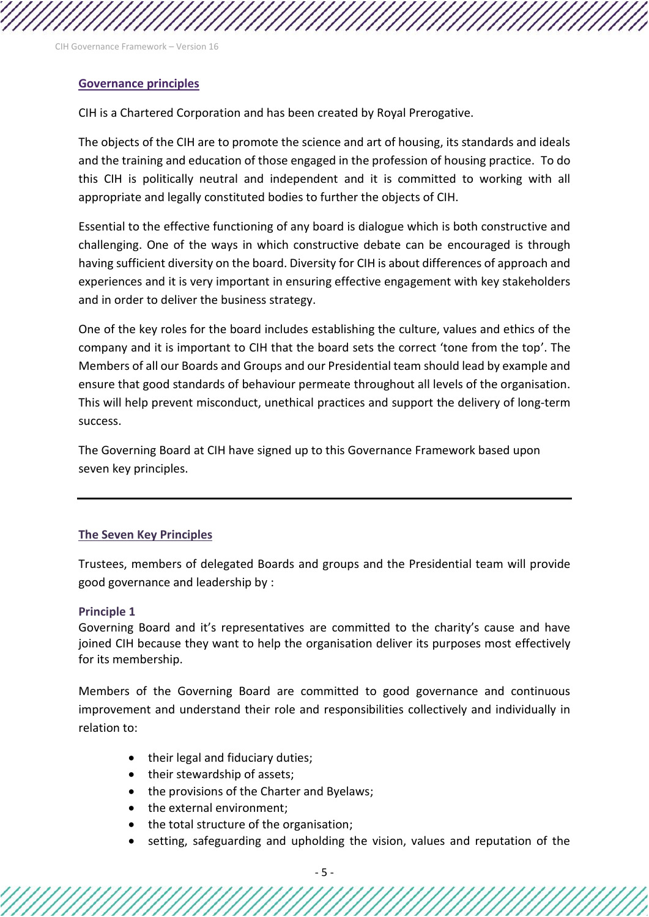## Governance principles

CIH is a Chartered Corporation and has been created by Royal Prerogative.

The objects of the CIH are to promote the science and art of housing, its standards and ideals and the training and education of those engaged in the profession of housing practice. To do this CIH is politically neutral and independent and it is committed to working with all appropriate and legally constituted bodies to further the objects of CIH.

Essential to the effective functioning of any board is dialogue which is both constructive and challenging. One of the ways in which constructive debate can be encouraged is through having sufficient diversity on the board. Diversity for CIH is about differences of approach and experiences and it is very important in ensuring effective engagement with key stakeholders and in order to deliver the business strategy.

One of the key roles for the board includes establishing the culture, values and ethics of the company and it is important to CIH that the board sets the correct 'tone from the top'. The Members of all our Boards and Groups and our Presidential team should lead by example and ensure that good standards of behaviour permeate throughout all levels of the organisation. This will help prevent misconduct, unethical practices and support the delivery of long-term success.

The Governing Board at CIH have signed up to this Governance Framework based upon seven key principles.

---

## The Seven Key Principles

Trustees, members of delegated Boards and groups and the Presidential team will provide good governance and leadership by :

### Principle 1

Governing Board and it's representatives are committed to the charity's cause and have joined CIH because they want to help the organisation deliver its purposes most effectively for its membership.

Members of the Governing Board are committed to good governance and continuous improvement and understand their role and responsibilities collectively and individually in relation to:

- their legal and fiduciary duties;
- their stewardship of assets;
- the provisions of the Charter and Byelaws;
- the external environment;
- the total structure of the organisation;
- setting, safeguarding and upholding the vision, values and reputation of the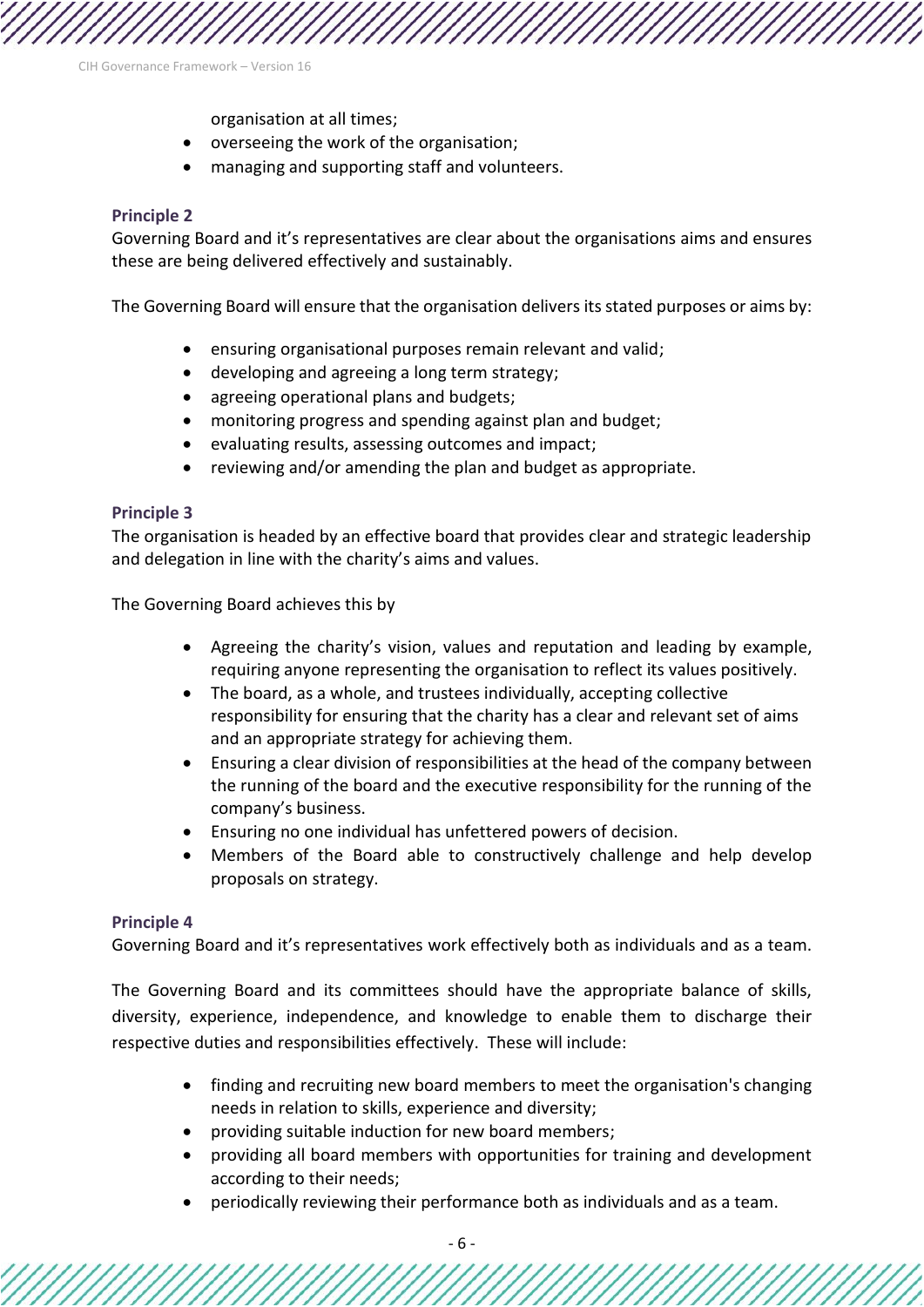organisation at all times;
- overseeing the work of the organisation;
- managing and supporting staff and volunteers.

### Principle 2

Governing Board and it's representatives are clear about the organisations aims and ensures these are being delivered effectively and sustainably.

The Governing Board will ensure that the organisation delivers its stated purposes or aims by:

- ensuring organisational purposes remain relevant and valid;
- developing and agreeing a long term strategy;
- agreeing operational plans and budgets;
- monitoring progress and spending against plan and budget;
- evaluating results, assessing outcomes and impact;
- reviewing and/or amending the plan and budget as appropriate.

### Principle 3

The organisation is headed by an effective board that provides clear and strategic leadership and delegation in line with the charity's aims and values.

The Governing Board achieves this by

- Agreeing the charity's vision, values and reputation and leading by example, requiring anyone representing the organisation to reflect its values positively.
- The board, as a whole, and trustees individually, accepting collective responsibility for ensuring that the charity has a clear and relevant set of aims and an appropriate strategy for achieving them.
- Ensuring a clear division of responsibilities at the head of the company between the running of the board and the executive responsibility for the running of the company's business.
- Ensuring no one individual has unfettered powers of decision.
- Members of the Board able to constructively challenge and help develop proposals on strategy.

### Principle 4

Governing Board and it's representatives work effectively both as individuals and as a team.

The Governing Board and its committees should have the appropriate balance of skills, diversity, experience, independence, and knowledge to enable them to discharge their respective duties and responsibilities effectively. These will include:

- finding and recruiting new board members to meet the organisation's changing needs in relation to skills, experience and diversity;
- providing suitable induction for new board members;
- providing all board members with opportunities for training and development according to their needs;
- periodically reviewing their performance both as individuals and as a team.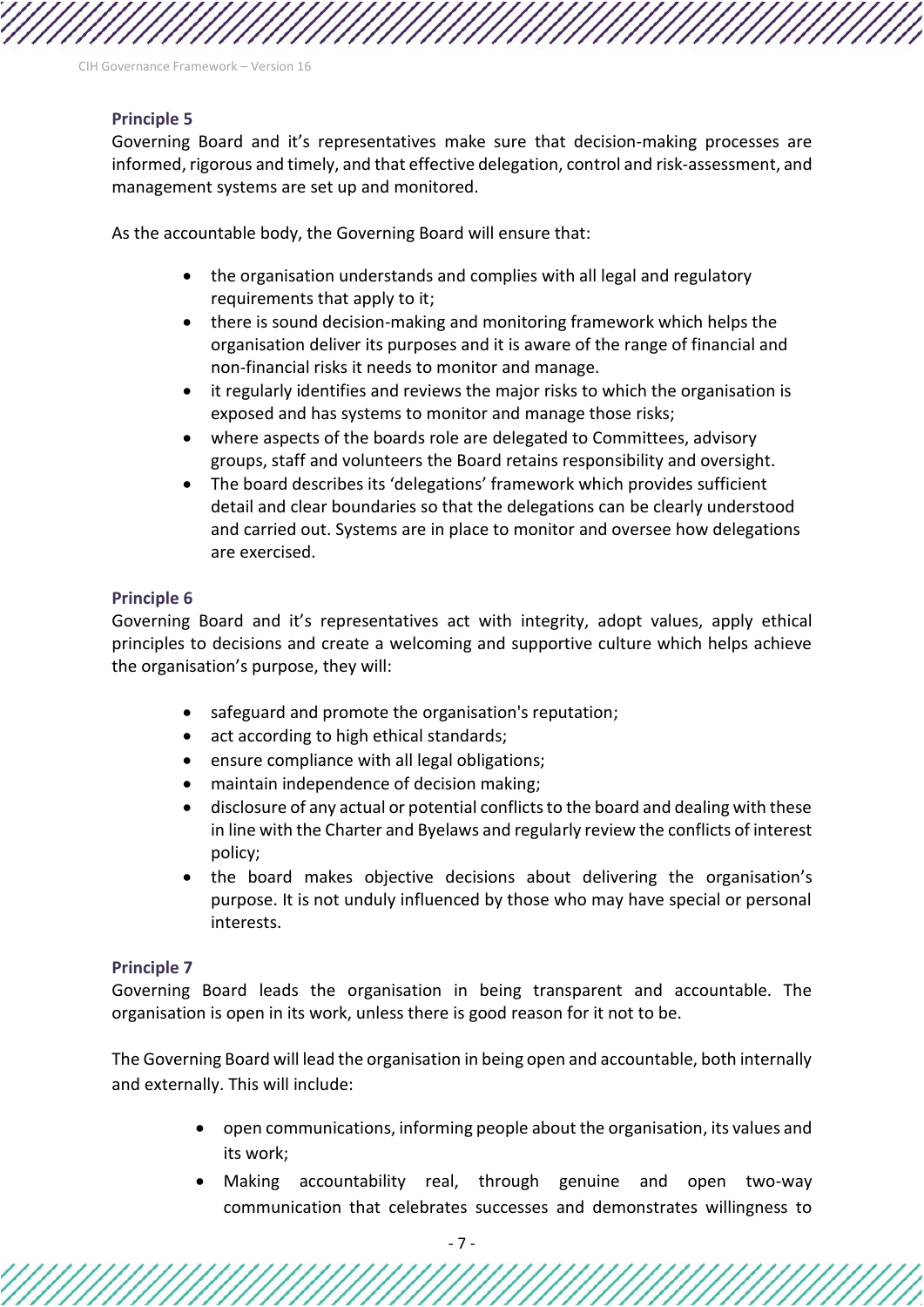### Principle 5

Governing Board and it's representatives make sure that decision-making processes are informed, rigorous and timely, and that effective delegation, control and risk-assessment, and management systems are set up and monitored.

As the accountable body, the Governing Board will ensure that:

- the organisation understands and complies with all legal and regulatory requirements that apply to it;
- there is sound decision-making and monitoring framework which helps the organisation deliver its purposes and it is aware of the range of financial and non-financial risks it needs to monitor and manage.
- it regularly identifies and reviews the major risks to which the organisation is exposed and has systems to monitor and manage those risks;
- where aspects of the boards role are delegated to Committees, advisory groups, staff and volunteers the Board retains responsibility and oversight.
- The board describes its 'delegations' framework which provides sufficient detail and clear boundaries so that the delegations can be clearly understood and carried out. Systems are in place to monitor and oversee how delegations are exercised.

### Principle 6

Governing Board and it's representatives act with integrity, adopt values, apply ethical principles to decisions and create a welcoming and supportive culture which helps achieve the organisation's purpose, they will:

- safeguard and promote the organisation's reputation;
- act according to high ethical standards;
- ensure compliance with all legal obligations;
- maintain independence of decision making;
- disclosure of any actual or potential conflicts to the board and dealing with these in line with the Charter and Byelaws and regularly review the conflicts of interest policy;
- the board makes objective decisions about delivering the organisation's purpose. It is not unduly influenced by those who may have special or personal interests.

### Principle 7

Governing Board leads the organisation in being transparent and accountable. The organisation is open in its work, unless there is good reason for it not to be.

The Governing Board will lead the organisation in being open and accountable, both internally and externally. This will include:

- open communications, informing people about the organisation, its values and its work;
- Making accountability real, through genuine and open two-way communication that celebrates successes and demonstrates willingness to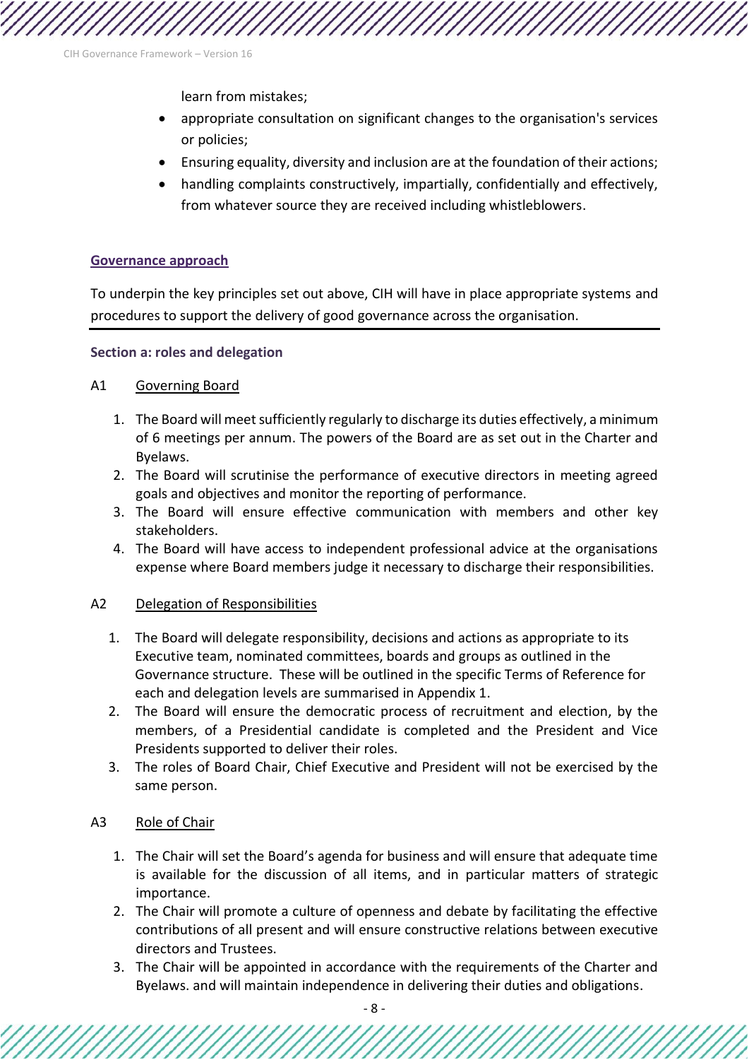learn from mistakes;

- appropriate consultation on significant changes to the organisation's services or policies;
- Ensuring equality, diversity and inclusion are at the foundation of their actions;
- handling complaints constructively, impartially, confidentially and effectively, from whatever source they are received including whistleblowers.

## Governance approach

To underpin the key principles set out above, CIH will have in place appropriate systems and procedures to support the delivery of good governance across the organisation.

### Section a: roles and delegation

A1 Governing Board

1. The Board will meet sufficiently regularly to discharge its duties effectively, a minimum of 6 meetings per annum. The powers of the Board are as set out in the Charter and Byelaws.
2. The Board will scrutinise the performance of executive directors in meeting agreed goals and objectives and monitor the reporting of performance.
3. The Board will ensure effective communication with members and other key stakeholders.
4. The Board will have access to independent professional advice at the organisations expense where Board members judge it necessary to discharge their responsibilities.

A2 Delegation of Responsibilities

1. The Board will delegate responsibility, decisions and actions as appropriate to its Executive team, nominated committees, boards and groups as outlined in the Governance structure. These will be outlined in the specific Terms of Reference for each and delegation levels are summarised in Appendix 1.
2. The Board will ensure the democratic process of recruitment and election, by the members, of a Presidential candidate is completed and the President and Vice Presidents supported to deliver their roles.
3. The roles of Board Chair, Chief Executive and President will not be exercised by the same person.

A3 Role of Chair

1. The Chair will set the Board's agenda for business and will ensure that adequate time is available for the discussion of all items, and in particular matters of strategic importance.
2. The Chair will promote a culture of openness and debate by facilitating the effective contributions of all present and will ensure constructive relations between executive directors and Trustees.
3. The Chair will be appointed in accordance with the requirements of the Charter and Byelaws. and will maintain independence in delivering their duties and obligations.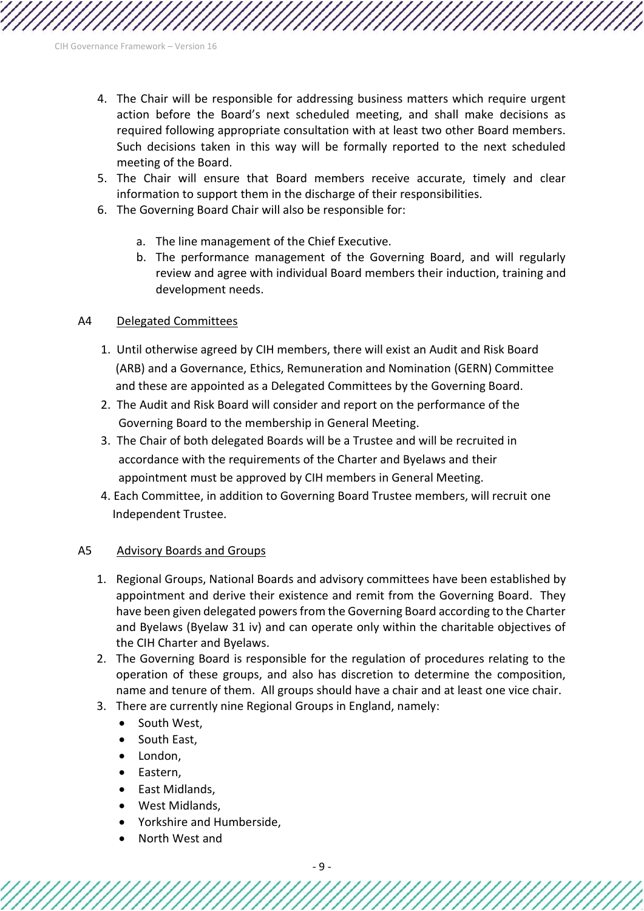4. The Chair will be responsible for addressing business matters which require urgent action before the Board's next scheduled meeting, and shall make decisions as required following appropriate consultation with at least two other Board members. Such decisions taken in this way will be formally reported to the next scheduled meeting of the Board.
5. The Chair will ensure that Board members receive accurate, timely and clear information to support them in the discharge of their responsibilities.
6. The Governing Board Chair will also be responsible for:

    a. The line management of the Chief Executive.
    b. The performance management of the Governing Board, and will regularly review and agree with individual Board members their induction, training and development needs.

## A4 Delegated Committees

1. Until otherwise agreed by CIH members, there will exist an Audit and Risk Board (ARB) and a Governance, Ethics, Remuneration and Nomination (GERN) Committee and these are appointed as a Delegated Committees by the Governing Board.
2. The Audit and Risk Board will consider and report on the performance of the Governing Board to the membership in General Meeting.
3. The Chair of both delegated Boards will be a Trustee and will be recruited in accordance with the requirements of the Charter and Byelaws and their appointment must be approved by CIH members in General Meeting.
4. Each Committee, in addition to Governing Board Trustee members, will recruit one Independent Trustee.

## A5 Advisory Boards and Groups

1. Regional Groups, National Boards and advisory committees have been established by appointment and derive their existence and remit from the Governing Board. They have been given delegated powers from the Governing Board according to the Charter and Byelaws (Byelaw 31 iv) and can operate only within the charitable objectives of the CIH Charter and Byelaws.
2. The Governing Board is responsible for the regulation of procedures relating to the operation of these groups, and also has discretion to determine the composition, name and tenure of them. All groups should have a chair and at least one vice chair.
3. There are currently nine Regional Groups in England, namely:
    - South West,
    - South East,
    - London,
    - Eastern,
    - East Midlands,
    - West Midlands,
    - Yorkshire and Humberside,
    - North West and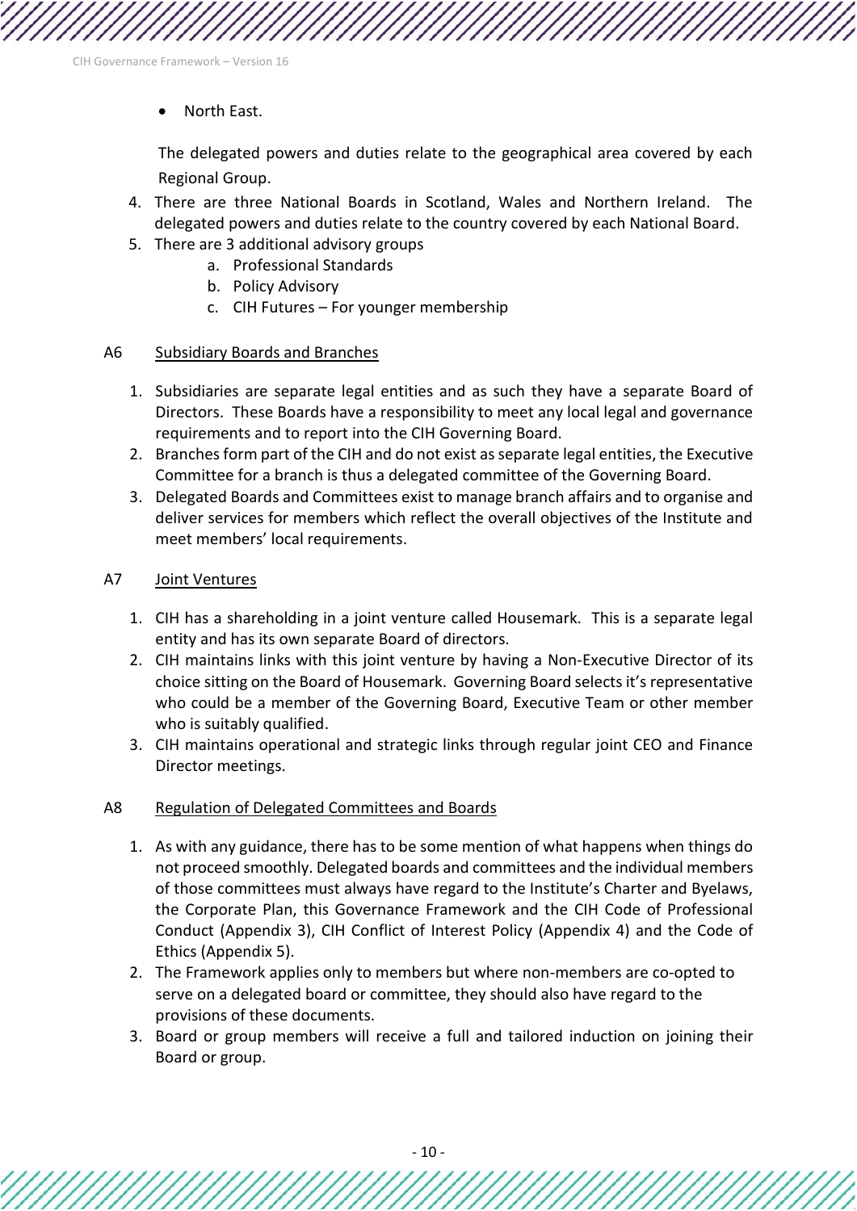- North East.

  The delegated powers and duties relate to the geographical area covered by each Regional Group.

4. There are three National Boards in Scotland, Wales and Northern Ireland. The delegated powers and duties relate to the country covered by each National Board.
5. There are 3 additional advisory groups
   a. Professional Standards
   b. Policy Advisory
   c. CIH Futures – For younger membership

A6 Subsidiary Boards and Branches

1. Subsidiaries are separate legal entities and as such they have a separate Board of Directors. These Boards have a responsibility to meet any local legal and governance requirements and to report into the CIH Governing Board.
2. Branches form part of the CIH and do not exist as separate legal entities, the Executive Committee for a branch is thus a delegated committee of the Governing Board.
3. Delegated Boards and Committees exist to manage branch affairs and to organise and deliver services for members which reflect the overall objectives of the Institute and meet members' local requirements.

A7 Joint Ventures

1. CIH has a shareholding in a joint venture called Housemark. This is a separate legal entity and has its own separate Board of directors.
2. CIH maintains links with this joint venture by having a Non-Executive Director of its choice sitting on the Board of Housemark. Governing Board selects it's representative who could be a member of the Governing Board, Executive Team or other member who is suitably qualified.
3. CIH maintains operational and strategic links through regular joint CEO and Finance Director meetings.

A8 Regulation of Delegated Committees and Boards

1. As with any guidance, there has to be some mention of what happens when things do not proceed smoothly. Delegated boards and committees and the individual members of those committees must always have regard to the Institute's Charter and Byelaws, the Corporate Plan, this Governance Framework and the CIH Code of Professional Conduct (Appendix 3), CIH Conflict of Interest Policy (Appendix 4) and the Code of Ethics (Appendix 5).
2. The Framework applies only to members but where non-members are co-opted to serve on a delegated board or committee, they should also have regard to the provisions of these documents.
3. Board or group members will receive a full and tailored induction on joining their Board or group.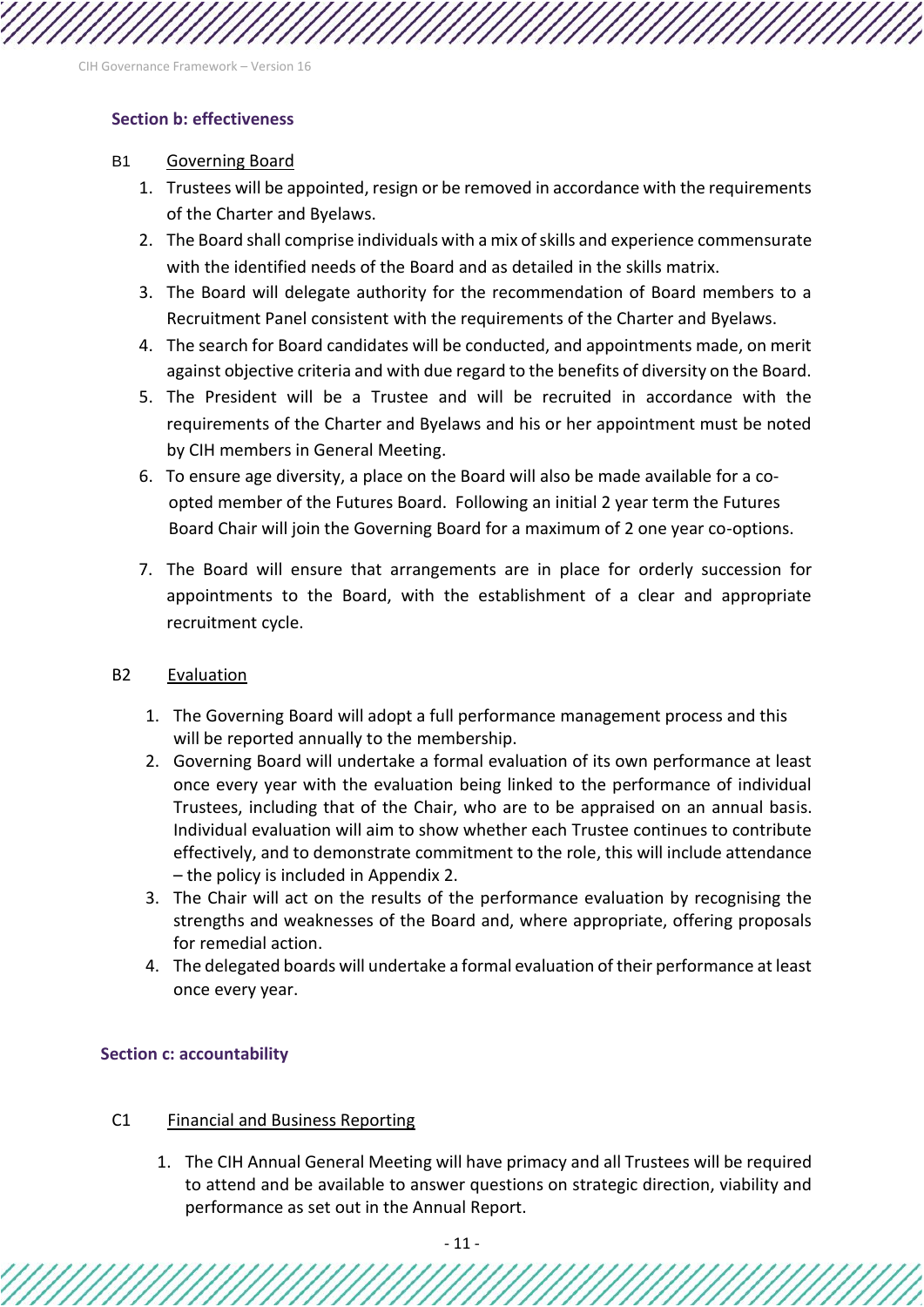### Section b: effectiveness

B1 Governing Board

1. Trustees will be appointed, resign or be removed in accordance with the requirements of the Charter and Byelaws.
2. The Board shall comprise individuals with a mix of skills and experience commensurate with the identified needs of the Board and as detailed in the skills matrix.
3. The Board will delegate authority for the recommendation of Board members to a Recruitment Panel consistent with the requirements of the Charter and Byelaws.
4. The search for Board candidates will be conducted, and appointments made, on merit against objective criteria and with due regard to the benefits of diversity on the Board.
5. The President will be a Trustee and will be recruited in accordance with the requirements of the Charter and Byelaws and his or her appointment must be noted by CIH members in General Meeting.
6. To ensure age diversity, a place on the Board will also be made available for a co-opted member of the Futures Board. Following an initial 2 year term the Futures Board Chair will join the Governing Board for a maximum of 2 one year co-options.
7. The Board will ensure that arrangements are in place for orderly succession for appointments to the Board, with the establishment of a clear and appropriate recruitment cycle.

B2 Evaluation

1. The Governing Board will adopt a full performance management process and this will be reported annually to the membership.
2. Governing Board will undertake a formal evaluation of its own performance at least once every year with the evaluation being linked to the performance of individual Trustees, including that of the Chair, who are to be appraised on an annual basis. Individual evaluation will aim to show whether each Trustee continues to contribute effectively, and to demonstrate commitment to the role, this will include attendance – the policy is included in Appendix 2.
3. The Chair will act on the results of the performance evaluation by recognising the strengths and weaknesses of the Board and, where appropriate, offering proposals for remedial action.
4. The delegated boards will undertake a formal evaluation of their performance at least once every year.

### Section c: accountability

C1 Financial and Business Reporting

1. The CIH Annual General Meeting will have primacy and all Trustees will be required to attend and be available to answer questions on strategic direction, viability and performance as set out in the Annual Report.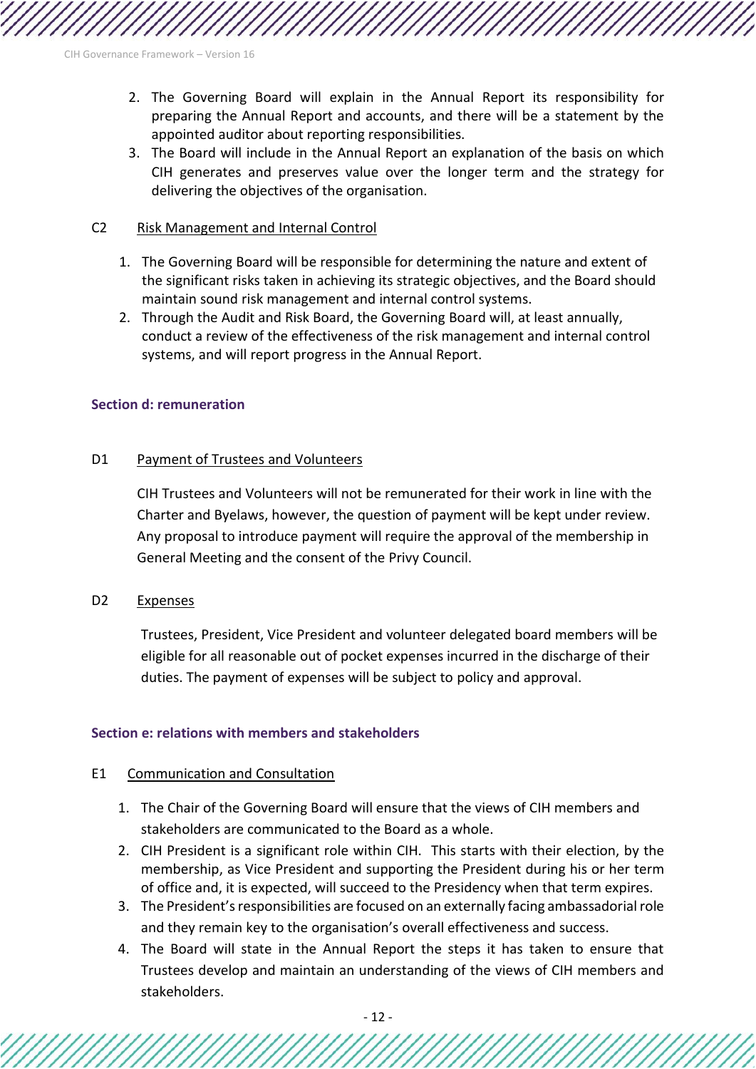2. The Governing Board will explain in the Annual Report its responsibility for preparing the Annual Report and accounts, and there will be a statement by the appointed auditor about reporting responsibilities.
3. The Board will include in the Annual Report an explanation of the basis on which CIH generates and preserves value over the longer term and the strategy for delivering the objectives of the organisation.

C2 Risk Management and Internal Control

1. The Governing Board will be responsible for determining the nature and extent of the significant risks taken in achieving its strategic objectives, and the Board should maintain sound risk management and internal control systems.
2. Through the Audit and Risk Board, the Governing Board will, at least annually, conduct a review of the effectiveness of the risk management and internal control systems, and will report progress in the Annual Report.

### Section d: remuneration

D1 Payment of Trustees and Volunteers

CIH Trustees and Volunteers will not be remunerated for their work in line with the Charter and Byelaws, however, the question of payment will be kept under review. Any proposal to introduce payment will require the approval of the membership in General Meeting and the consent of the Privy Council.

D2 Expenses

Trustees, President, Vice President and volunteer delegated board members will be eligible for all reasonable out of pocket expenses incurred in the discharge of their duties. The payment of expenses will be subject to policy and approval.

### Section e: relations with members and stakeholders

E1 Communication and Consultation

1. The Chair of the Governing Board will ensure that the views of CIH members and stakeholders are communicated to the Board as a whole.
2. CIH President is a significant role within CIH. This starts with their election, by the membership, as Vice President and supporting the President during his or her term of office and, it is expected, will succeed to the Presidency when that term expires.
3. The President's responsibilities are focused on an externally facing ambassadorial role and they remain key to the organisation's overall effectiveness and success.
4. The Board will state in the Annual Report the steps it has taken to ensure that Trustees develop and maintain an understanding of the views of CIH members and stakeholders.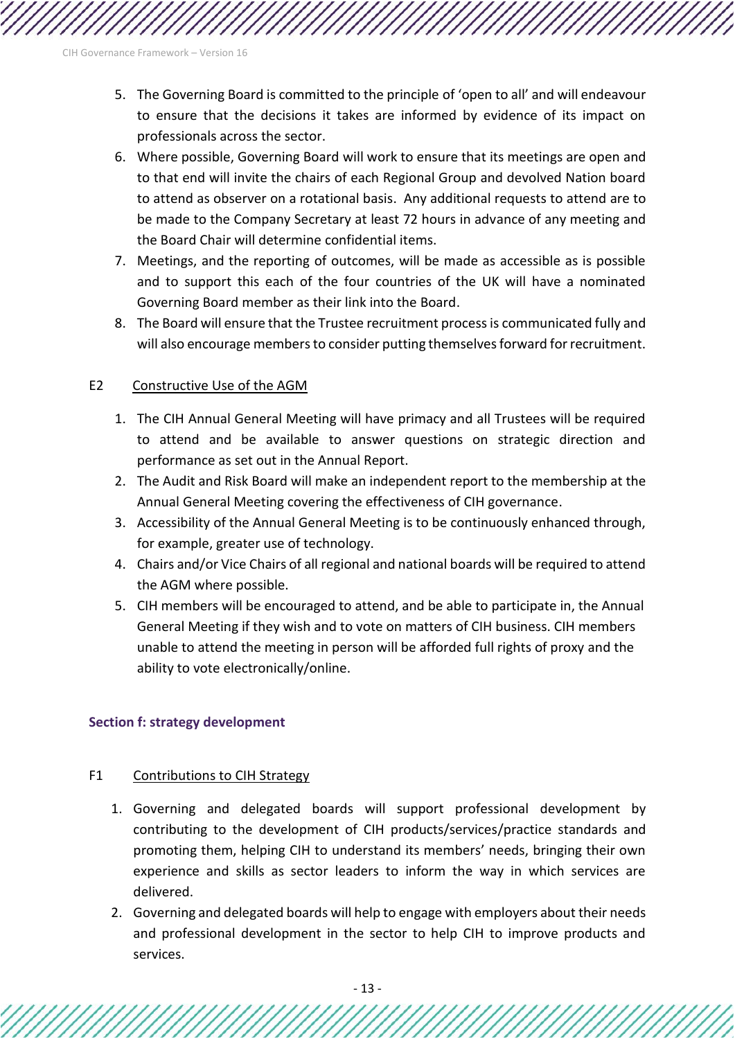5. The Governing Board is committed to the principle of 'open to all' and will endeavour to ensure that the decisions it takes are informed by evidence of its impact on professionals across the sector.
6. Where possible, Governing Board will work to ensure that its meetings are open and to that end will invite the chairs of each Regional Group and devolved Nation board to attend as observer on a rotational basis. Any additional requests to attend are to be made to the Company Secretary at least 72 hours in advance of any meeting and the Board Chair will determine confidential items.
7. Meetings, and the reporting of outcomes, will be made as accessible as is possible and to support this each of the four countries of the UK will have a nominated Governing Board member as their link into the Board.
8. The Board will ensure that the Trustee recruitment process is communicated fully and will also encourage members to consider putting themselves forward for recruitment.

E2 <u>Constructive Use of the AGM</u>

1. The CIH Annual General Meeting will have primacy and all Trustees will be required to attend and be available to answer questions on strategic direction and performance as set out in the Annual Report.
2. The Audit and Risk Board will make an independent report to the membership at the Annual General Meeting covering the effectiveness of CIH governance.
3. Accessibility of the Annual General Meeting is to be continuously enhanced through, for example, greater use of technology.
4. Chairs and/or Vice Chairs of all regional and national boards will be required to attend the AGM where possible.
5. CIH members will be encouraged to attend, and be able to participate in, the Annual General Meeting if they wish and to vote on matters of CIH business. CIH members unable to attend the meeting in person will be afforded full rights of proxy and the ability to vote electronically/online.

## Section f: strategy development

F1 <u>Contributions to CIH Strategy</u>

1. Governing and delegated boards will support professional development by contributing to the development of CIH products/services/practice standards and promoting them, helping CIH to understand its members' needs, bringing their own experience and skills as sector leaders to inform the way in which services are delivered.
2. Governing and delegated boards will help to engage with employers about their needs and professional development in the sector to help CIH to improve products and services.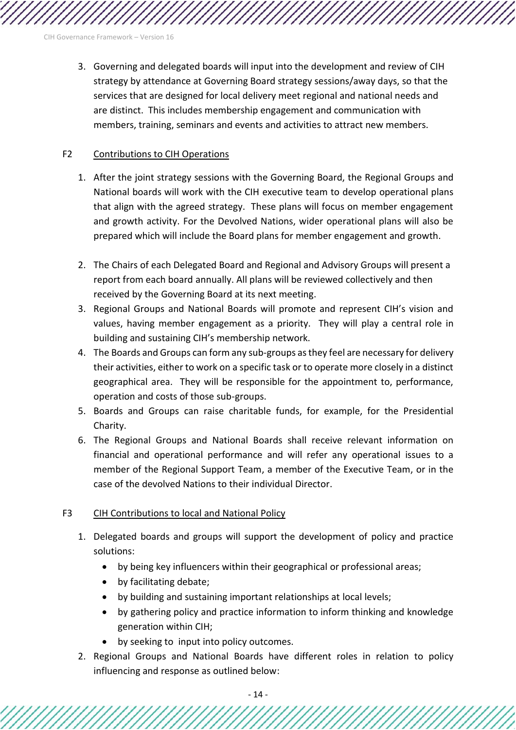3. Governing and delegated boards will input into the development and review of CIH strategy by attendance at Governing Board strategy sessions/away days, so that the services that are designed for local delivery meet regional and national needs and are distinct. This includes membership engagement and communication with members, training, seminars and events and activities to attract new members.

F2 Contributions to CIH Operations

1. After the joint strategy sessions with the Governing Board, the Regional Groups and National boards will work with the CIH executive team to develop operational plans that align with the agreed strategy. These plans will focus on member engagement and growth activity. For the Devolved Nations, wider operational plans will also be prepared which will include the Board plans for member engagement and growth.
2. The Chairs of each Delegated Board and Regional and Advisory Groups will present a report from each board annually. All plans will be reviewed collectively and then received by the Governing Board at its next meeting.
3. Regional Groups and National Boards will promote and represent CIH's vision and values, having member engagement as a priority. They will play a central role in building and sustaining CIH's membership network.
4. The Boards and Groups can form any sub-groups as they feel are necessary for delivery their activities, either to work on a specific task or to operate more closely in a distinct geographical area. They will be responsible for the appointment to, performance, operation and costs of those sub-groups.
5. Boards and Groups can raise charitable funds, for example, for the Presidential Charity.
6. The Regional Groups and National Boards shall receive relevant information on financial and operational performance and will refer any operational issues to a member of the Regional Support Team, a member of the Executive Team, or in the case of the devolved Nations to their individual Director.

F3 CIH Contributions to local and National Policy

1. Delegated boards and groups will support the development of policy and practice solutions:
   - by being key influencers within their geographical or professional areas;
   - by facilitating debate;
   - by building and sustaining important relationships at local levels;
   - by gathering policy and practice information to inform thinking and knowledge generation within CIH;
   - by seeking to input into policy outcomes.
2. Regional Groups and National Boards have different roles in relation to policy influencing and response as outlined below: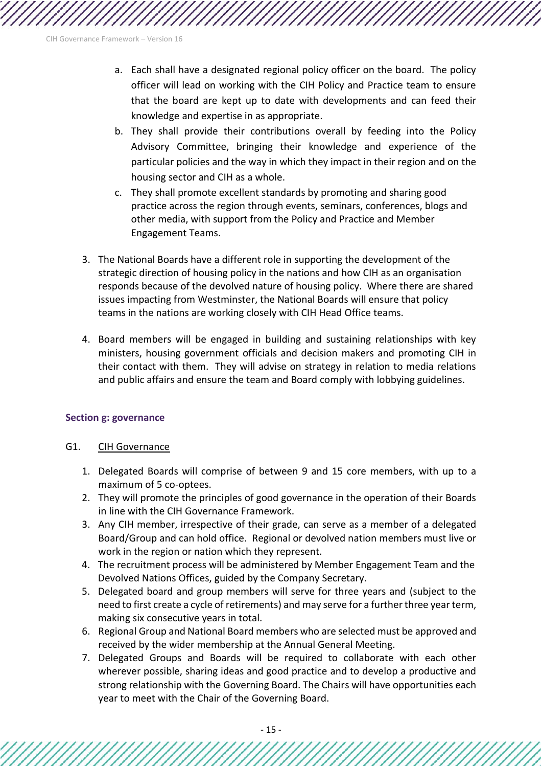a. Each shall have a designated regional policy officer on the board. The policy officer will lead on working with the CIH Policy and Practice team to ensure that the board are kept up to date with developments and can feed their knowledge and expertise in as appropriate.
   b. They shall provide their contributions overall by feeding into the Policy Advisory Committee, bringing their knowledge and experience of the particular policies and the way in which they impact in their region and on the housing sector and CIH as a whole.
   c. They shall promote excellent standards by promoting and sharing good practice across the region through events, seminars, conferences, blogs and other media, with support from the Policy and Practice and Member Engagement Teams.

3. The National Boards have a different role in supporting the development of the strategic direction of housing policy in the nations and how CIH as an organisation responds because of the devolved nature of housing policy. Where there are shared issues impacting from Westminster, the National Boards will ensure that policy teams in the nations are working closely with CIH Head Office teams.

4. Board members will be engaged in building and sustaining relationships with key ministers, housing government officials and decision makers and promoting CIH in their contact with them. They will advise on strategy in relation to media relations and public affairs and ensure the team and Board comply with lobbying guidelines.

## Section g: governance

G1. CIH Governance

1. Delegated Boards will comprise of between 9 and 15 core members, with up to a maximum of 5 co-optees.
2. They will promote the principles of good governance in the operation of their Boards in line with the CIH Governance Framework.
3. Any CIH member, irrespective of their grade, can serve as a member of a delegated Board/Group and can hold office. Regional or devolved nation members must live or work in the region or nation which they represent.
4. The recruitment process will be administered by Member Engagement Team and the Devolved Nations Offices, guided by the Company Secretary.
5. Delegated board and group members will serve for three years and (subject to the need to first create a cycle of retirements) and may serve for a further three year term, making six consecutive years in total.
6. Regional Group and National Board members who are selected must be approved and received by the wider membership at the Annual General Meeting.
7. Delegated Groups and Boards will be required to collaborate with each other wherever possible, sharing ideas and good practice and to develop a productive and strong relationship with the Governing Board. The Chairs will have opportunities each year to meet with the Chair of the Governing Board.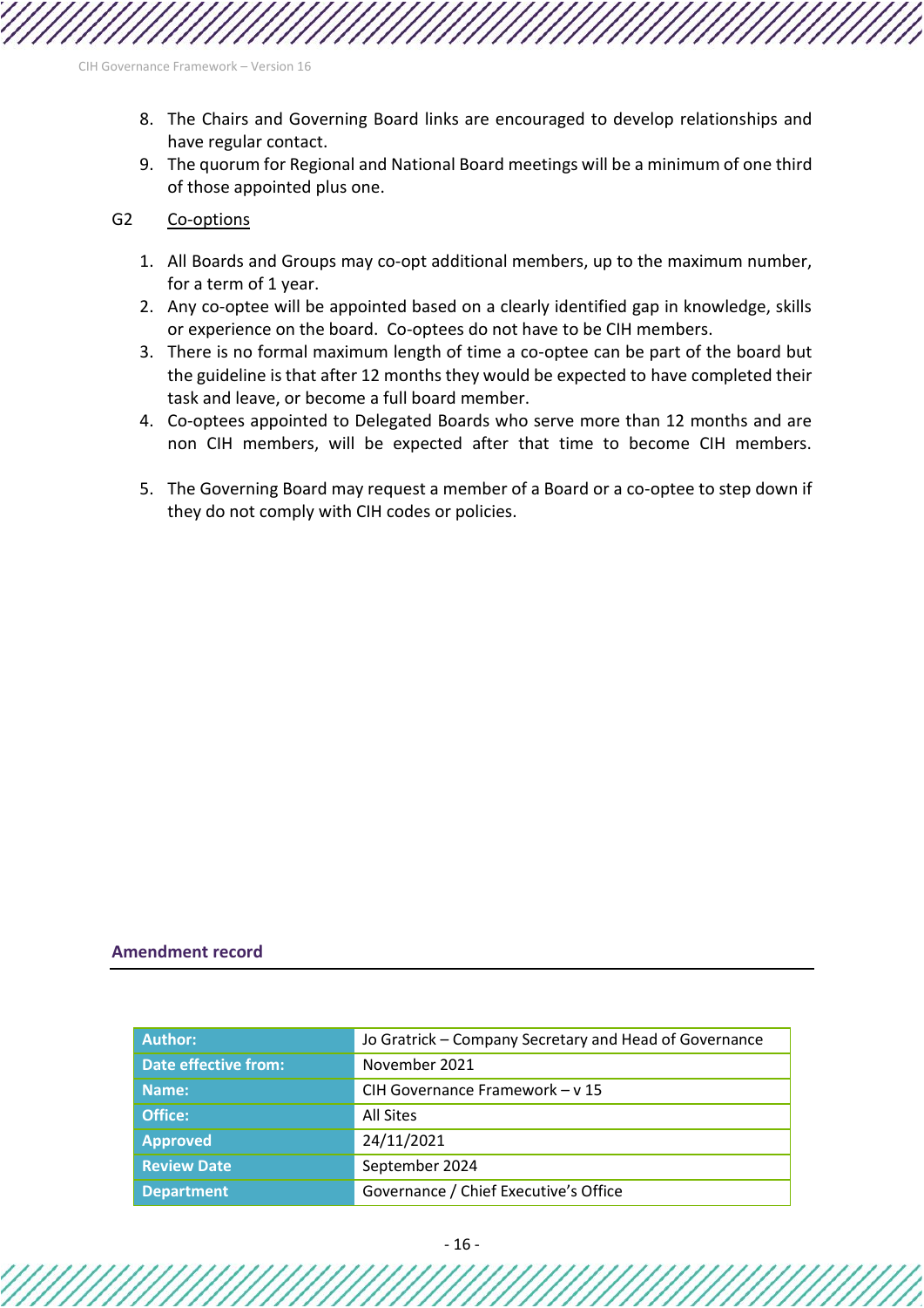8. The Chairs and Governing Board links are encouraged to develop relationships and have regular contact.
9. The quorum for Regional and National Board meetings will be a minimum of one third of those appointed plus one.

G2 Co-options

1. All Boards and Groups may co-opt additional members, up to the maximum number, for a term of 1 year.
2. Any co-optee will be appointed based on a clearly identified gap in knowledge, skills or experience on the board. Co-optees do not have to be CIH members.
3. There is no formal maximum length of time a co-optee can be part of the board but the guideline is that after 12 months they would be expected to have completed their task and leave, or become a full board member.
4. Co-optees appointed to Delegated Boards who serve more than 12 months and are non CIH members, will be expected after that time to become CIH members.
5. The Governing Board may request a member of a Board or a co-optee to step down if they do not comply with CIH codes or policies.

**Amendment record**

| | |
|---|---|
| **Author:** | Jo Gratrick – Company Secretary and Head of Governance |
| **Date effective from:** | November 2021 |
| **Name:** | CIH Governance Framework – v 15 |
| **Office:** | All Sites |
| **Approved** | 24/11/2021 |
| **Review Date** | September 2024 |
| **Department** | Governance / Chief Executive's Office |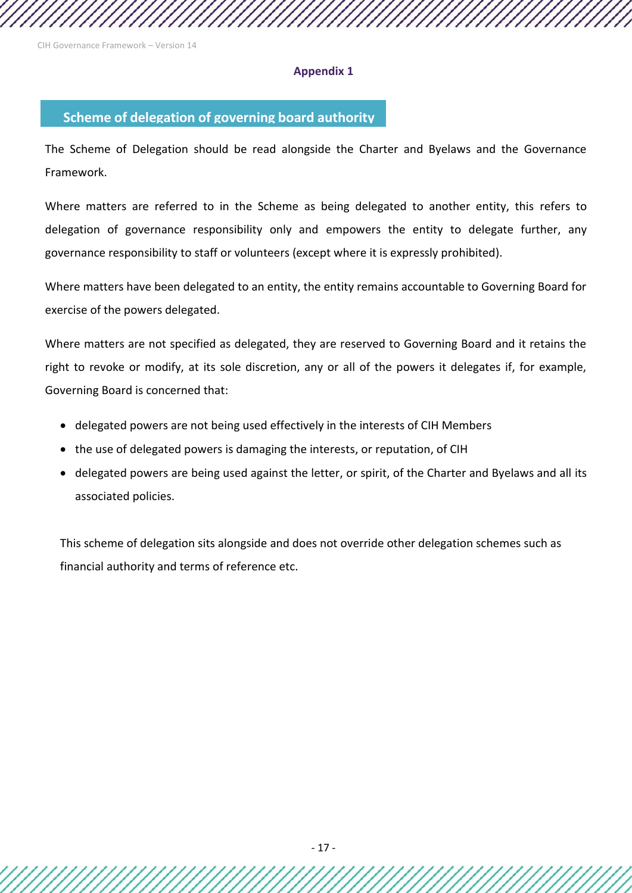**Appendix 1**

## Scheme of delegation of governing board authority

The Scheme of Delegation should be read alongside the Charter and Byelaws and the Governance Framework.

Where matters are referred to in the Scheme as being delegated to another entity, this refers to delegation of governance responsibility only and empowers the entity to delegate further, any governance responsibility to staff or volunteers (except where it is expressly prohibited).

Where matters have been delegated to an entity, the entity remains accountable to Governing Board for exercise of the powers delegated.

Where matters are not specified as delegated, they are reserved to Governing Board and it retains the right to revoke or modify, at its sole discretion, any or all of the powers it delegates if, for example, Governing Board is concerned that:

- delegated powers are not being used effectively in the interests of CIH Members
- the use of delegated powers is damaging the interests, or reputation, of CIH
- delegated powers are being used against the letter, or spirit, of the Charter and Byelaws and all its associated policies.

This scheme of delegation sits alongside and does not override other delegation schemes such as financial authority and terms of reference etc.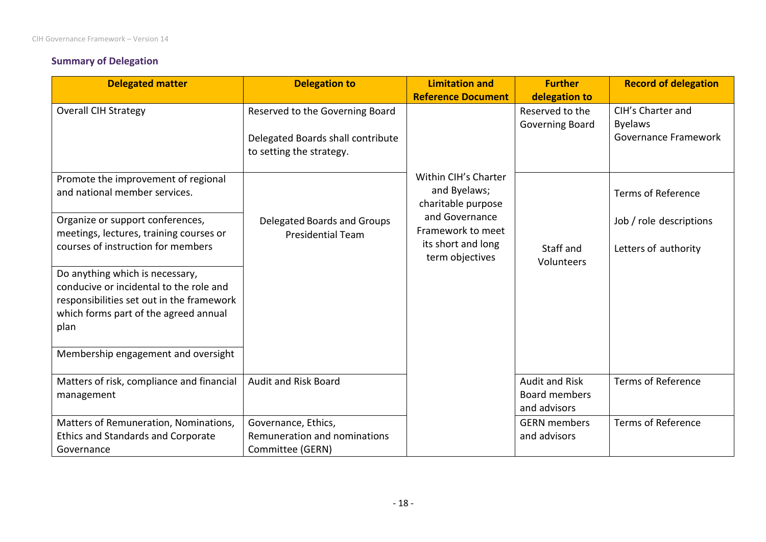## Summary of Delegation

| Delegated matter | Delegation to | Limitation and Reference Document | Further delegation to | Record of delegation |
|---|---|---|---|---|
| Overall CIH Strategy | Reserved to the Governing Board<br><br>Delegated Boards shall contribute to setting the strategy. | Within CIH's Charter and Byelaws; charitable purpose and Governance Framework to meet its short and long term objectives | Reserved to the Governing Board | CIH's Charter and Byelaws<br>Governance Framework |
| Promote the improvement of regional and national member services. | Delegated Boards and Groups<br>Presidential Team | | Staff and Volunteers | Terms of Reference<br><br>Job / role descriptions<br><br>Letters of authority |
| Organize or support conferences, meetings, lectures, training courses or courses of instruction for members | | | | |
| Do anything which is necessary, conducive or incidental to the role and responsibilities set out in the framework which forms part of the agreed annual plan | | | | |
| Membership engagement and oversight | | | | |
| Matters of risk, compliance and financial management | Audit and Risk Board | | Audit and Risk Board members and advisors | Terms of Reference |
| Matters of Remuneration, Nominations, Ethics and Standards and Corporate Governance | Governance, Ethics, Remuneration and nominations Committee (GERN) | | GERN members and advisors | Terms of Reference |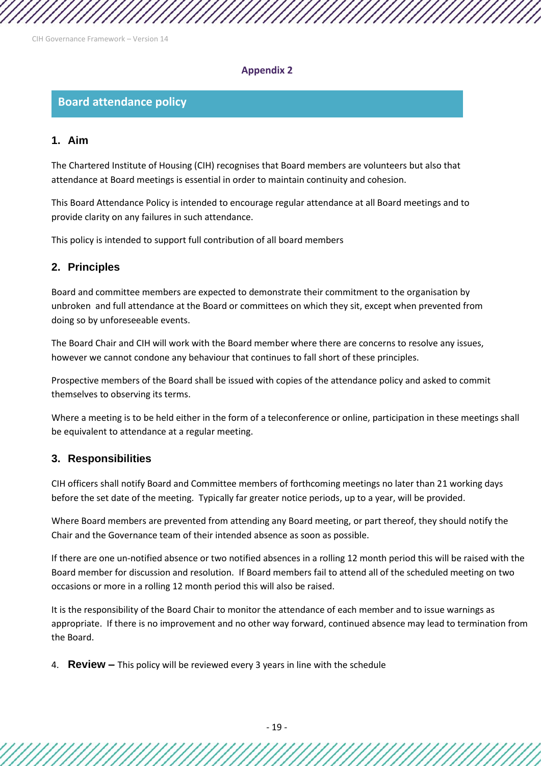**Appendix 2**

## Board attendance policy

### 1. Aim

The Chartered Institute of Housing (CIH) recognises that Board members are volunteers but also that attendance at Board meetings is essential in order to maintain continuity and cohesion.

This Board Attendance Policy is intended to encourage regular attendance at all Board meetings and to provide clarity on any failures in such attendance.

This policy is intended to support full contribution of all board members

### 2. Principles

Board and committee members are expected to demonstrate their commitment to the organisation by unbroken and full attendance at the Board or committees on which they sit, except when prevented from doing so by unforeseeable events.

The Board Chair and CIH will work with the Board member where there are concerns to resolve any issues, however we cannot condone any behaviour that continues to fall short of these principles.

Prospective members of the Board shall be issued with copies of the attendance policy and asked to commit themselves to observing its terms.

Where a meeting is to be held either in the form of a teleconference or online, participation in these meetings shall be equivalent to attendance at a regular meeting.

### 3. Responsibilities

CIH officers shall notify Board and Committee members of forthcoming meetings no later than 21 working days before the set date of the meeting. Typically far greater notice periods, up to a year, will be provided.

Where Board members are prevented from attending any Board meeting, or part thereof, they should notify the Chair and the Governance team of their intended absence as soon as possible.

If there are one un-notified absence or two notified absences in a rolling 12 month period this will be raised with the Board member for discussion and resolution. If Board members fail to attend all of the scheduled meeting on two occasions or more in a rolling 12 month period this will also be raised.

It is the responsibility of the Board Chair to monitor the attendance of each member and to issue warnings as appropriate. If there is no improvement and no other way forward, continued absence may lead to termination from the Board.

4. **Review –** This policy will be reviewed every 3 years in line with the schedule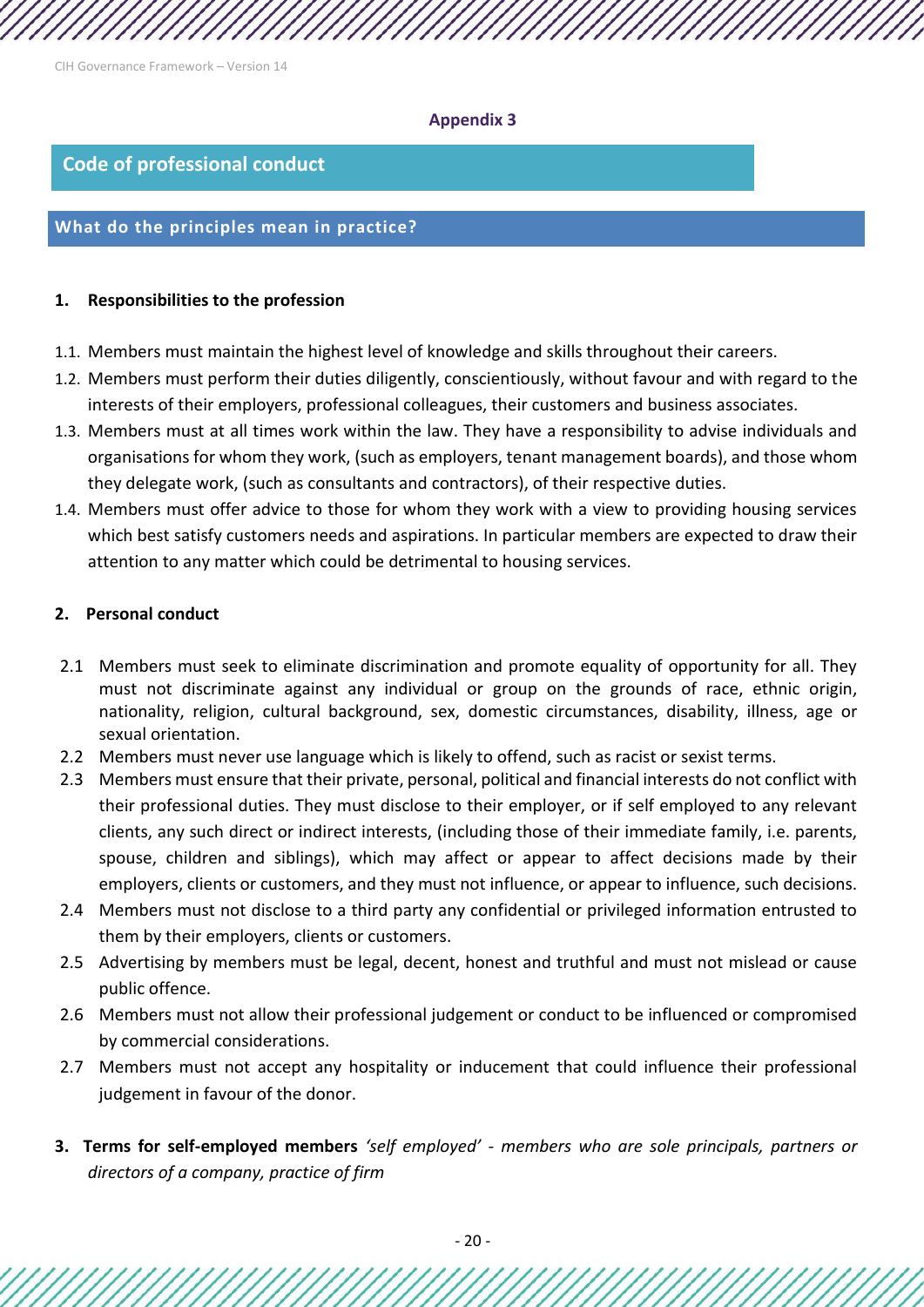Appendix 3

## Code of professional conduct

### What do the principles mean in practice?

**1. Responsibilities to the profession**

1.1. Members must maintain the highest level of knowledge and skills throughout their careers.

1.2. Members must perform their duties diligently, conscientiously, without favour and with regard to the interests of their employers, professional colleagues, their customers and business associates.

1.3. Members must at all times work within the law. They have a responsibility to advise individuals and organisations for whom they work, (such as employers, tenant management boards), and those whom they delegate work, (such as consultants and contractors), of their respective duties.

1.4. Members must offer advice to those for whom they work with a view to providing housing services which best satisfy customers needs and aspirations. In particular members are expected to draw their attention to any matter which could be detrimental to housing services.

**2. Personal conduct**

2.1 Members must seek to eliminate discrimination and promote equality of opportunity for all. They must not discriminate against any individual or group on the grounds of race, ethnic origin, nationality, religion, cultural background, sex, domestic circumstances, disability, illness, age or sexual orientation.

2.2 Members must never use language which is likely to offend, such as racist or sexist terms.

2.3 Members must ensure that their private, personal, political and financial interests do not conflict with their professional duties. They must disclose to their employer, or if self employed to any relevant clients, any such direct or indirect interests, (including those of their immediate family, i.e. parents, spouse, children and siblings), which may affect or appear to affect decisions made by their employers, clients or customers, and they must not influence, or appear to influence, such decisions.

2.4 Members must not disclose to a third party any confidential or privileged information entrusted to them by their employers, clients or customers.

2.5 Advertising by members must be legal, decent, honest and truthful and must not mislead or cause public offence.

2.6 Members must not allow their professional judgement or conduct to be influenced or compromised by commercial considerations.

2.7 Members must not accept any hospitality or inducement that could influence their professional judgement in favour of the donor.

**3. Terms for self-employed members** *'self employed' - members who are sole principals, partners or directors of a company, practice of firm*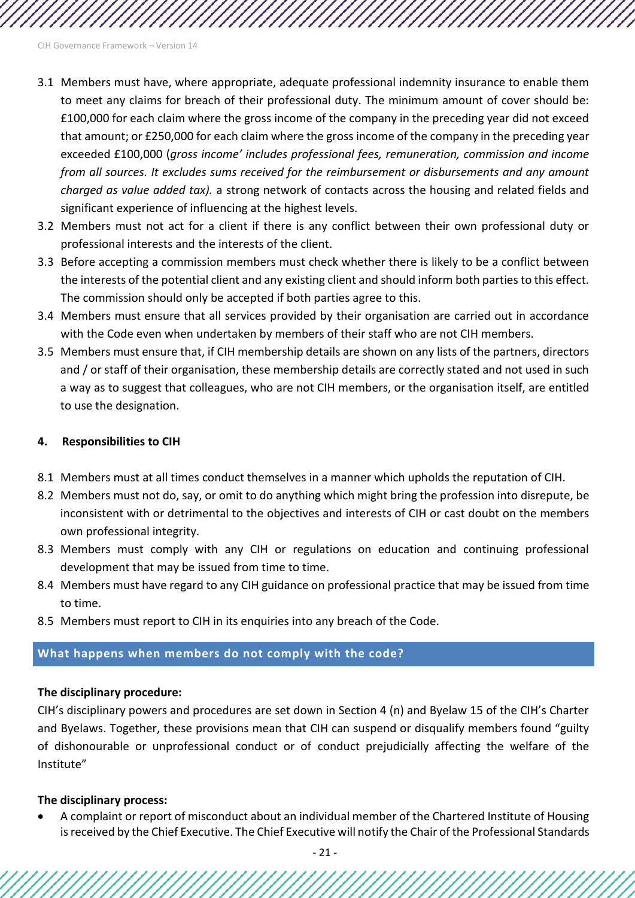3.1 Members must have, where appropriate, adequate professional indemnity insurance to enable them to meet any claims for breach of their professional duty. The minimum amount of cover should be: £100,000 for each claim where the gross income of the company in the preceding year did not exceed that amount; or £250,000 for each claim where the gross income of the company in the preceding year exceeded £100,000 (*gross income' includes professional fees, remuneration, commission and income from all sources. It excludes sums received for the reimbursement or disbursements and any amount charged as value added tax).* a strong network of contacts across the housing and related fields and significant experience of influencing at the highest levels.

3.2 Members must not act for a client if there is any conflict between their own professional duty or professional interests and the interests of the client.

3.3 Before accepting a commission members must check whether there is likely to be a conflict between the interests of the potential client and any existing client and should inform both parties to this effect. The commission should only be accepted if both parties agree to this.

3.4 Members must ensure that all services provided by their organisation are carried out in accordance with the Code even when undertaken by members of their staff who are not CIH members.

3.5 Members must ensure that, if CIH membership details are shown on any lists of the partners, directors and / or staff of their organisation, these membership details are correctly stated and not used in such a way as to suggest that colleagues, who are not CIH members, or the organisation itself, are entitled to use the designation.

**4. Responsibilities to CIH**

8.1 Members must at all times conduct themselves in a manner which upholds the reputation of CIH.

8.2 Members must not do, say, or omit to do anything which might bring the profession into disrepute, be inconsistent with or detrimental to the objectives and interests of CIH or cast doubt on the members own professional integrity.

8.3 Members must comply with any CIH or regulations on education and continuing professional development that may be issued from time to time.

8.4 Members must have regard to any CIH guidance on professional practice that may be issued from time to time.

8.5 Members must report to CIH in its enquiries into any breach of the Code.

## What happens when members do not comply with the code?

**The disciplinary procedure:**

CIH's disciplinary powers and procedures are set down in Section 4 (n) and Byelaw 15 of the CIH's Charter and Byelaws. Together, these provisions mean that CIH can suspend or disqualify members found "guilty of dishonourable or unprofessional conduct or of conduct prejudicially affecting the welfare of the Institute"

**The disciplinary process:**

- A complaint or report of misconduct about an individual member of the Chartered Institute of Housing is received by the Chief Executive. The Chief Executive will notify the Chair of the Professional Standards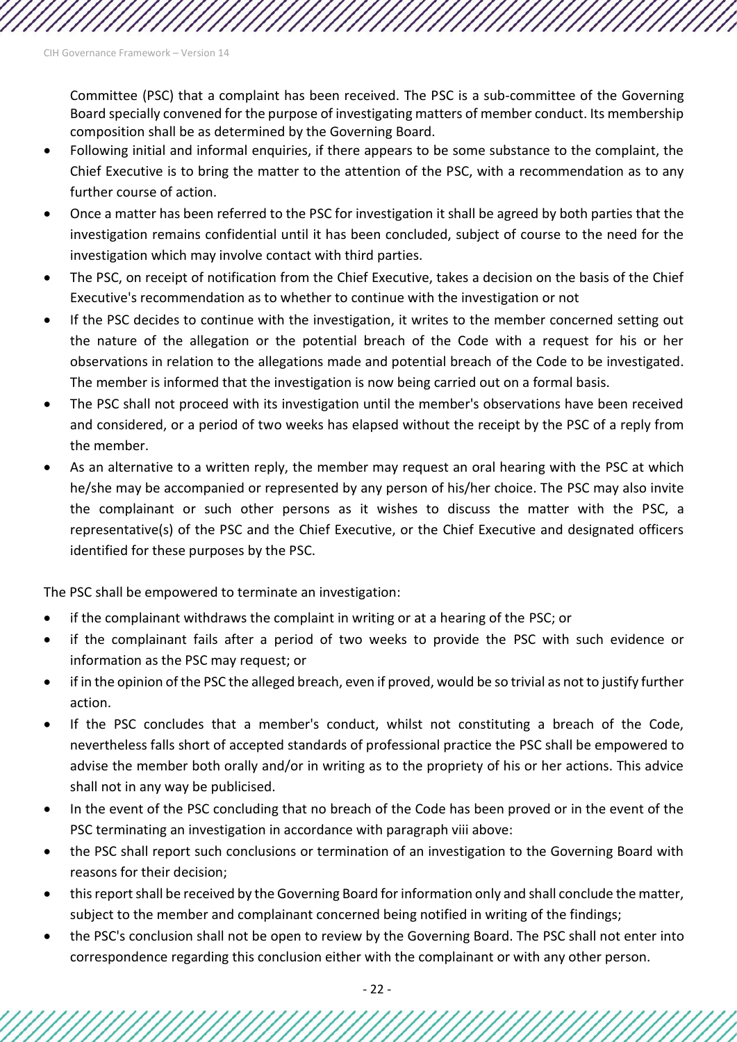Committee (PSC) that a complaint has been received. The PSC is a sub-committee of the Governing Board specially convened for the purpose of investigating matters of member conduct. Its membership composition shall be as determined by the Governing Board.

- Following initial and informal enquiries, if there appears to be some substance to the complaint, the Chief Executive is to bring the matter to the attention of the PSC, with a recommendation as to any further course of action.
- Once a matter has been referred to the PSC for investigation it shall be agreed by both parties that the investigation remains confidential until it has been concluded, subject of course to the need for the investigation which may involve contact with third parties.
- The PSC, on receipt of notification from the Chief Executive, takes a decision on the basis of the Chief Executive's recommendation as to whether to continue with the investigation or not
- If the PSC decides to continue with the investigation, it writes to the member concerned setting out the nature of the allegation or the potential breach of the Code with a request for his or her observations in relation to the allegations made and potential breach of the Code to be investigated. The member is informed that the investigation is now being carried out on a formal basis.
- The PSC shall not proceed with its investigation until the member's observations have been received and considered, or a period of two weeks has elapsed without the receipt by the PSC of a reply from the member.
- As an alternative to a written reply, the member may request an oral hearing with the PSC at which he/she may be accompanied or represented by any person of his/her choice. The PSC may also invite the complainant or such other persons as it wishes to discuss the matter with the PSC, a representative(s) of the PSC and the Chief Executive, or the Chief Executive and designated officers identified for these purposes by the PSC.

The PSC shall be empowered to terminate an investigation:

- if the complainant withdraws the complaint in writing or at a hearing of the PSC; or
- if the complainant fails after a period of two weeks to provide the PSC with such evidence or information as the PSC may request; or
- if in the opinion of the PSC the alleged breach, even if proved, would be so trivial as not to justify further action.
- If the PSC concludes that a member's conduct, whilst not constituting a breach of the Code, nevertheless falls short of accepted standards of professional practice the PSC shall be empowered to advise the member both orally and/or in writing as to the propriety of his or her actions. This advice shall not in any way be publicised.
- In the event of the PSC concluding that no breach of the Code has been proved or in the event of the PSC terminating an investigation in accordance with paragraph viii above:
- the PSC shall report such conclusions or termination of an investigation to the Governing Board with reasons for their decision;
- this report shall be received by the Governing Board for information only and shall conclude the matter, subject to the member and complainant concerned being notified in writing of the findings;
- the PSC's conclusion shall not be open to review by the Governing Board. The PSC shall not enter into correspondence regarding this conclusion either with the complainant or with any other person.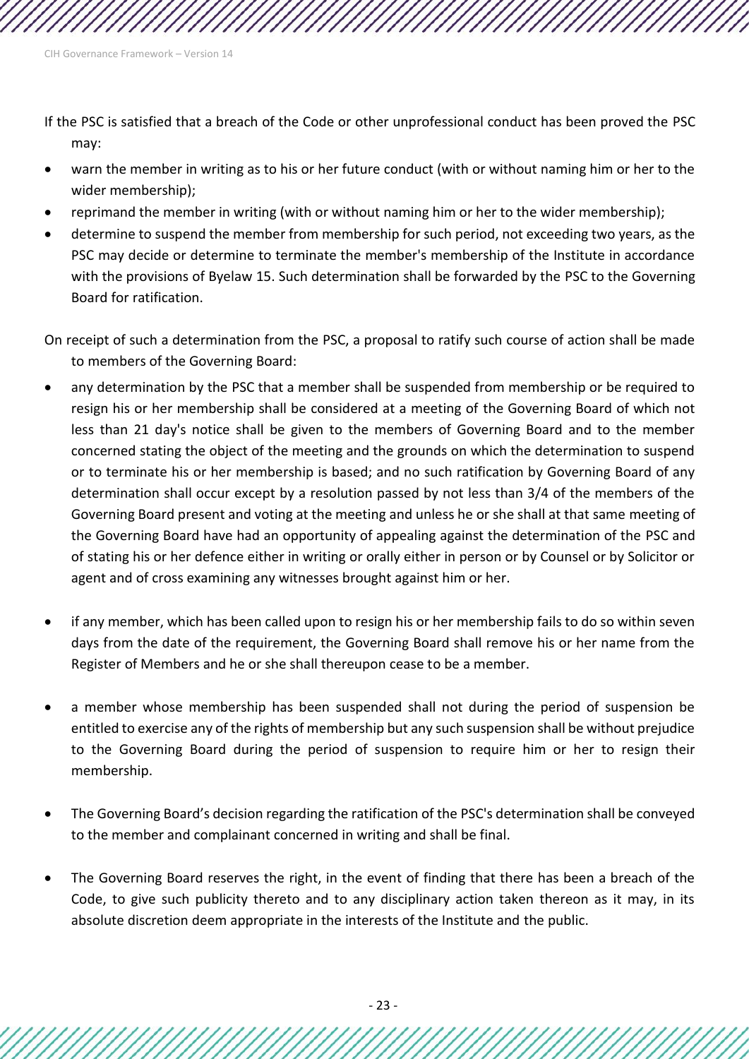If the PSC is satisfied that a breach of the Code or other unprofessional conduct has been proved the PSC may:

- warn the member in writing as to his or her future conduct (with or without naming him or her to the wider membership);
- reprimand the member in writing (with or without naming him or her to the wider membership);
- determine to suspend the member from membership for such period, not exceeding two years, as the PSC may decide or determine to terminate the member's membership of the Institute in accordance with the provisions of Byelaw 15. Such determination shall be forwarded by the PSC to the Governing Board for ratification.

On receipt of such a determination from the PSC, a proposal to ratify such course of action shall be made to members of the Governing Board:

- any determination by the PSC that a member shall be suspended from membership or be required to resign his or her membership shall be considered at a meeting of the Governing Board of which not less than 21 day's notice shall be given to the members of Governing Board and to the member concerned stating the object of the meeting and the grounds on which the determination to suspend or to terminate his or her membership is based; and no such ratification by Governing Board of any determination shall occur except by a resolution passed by not less than 3/4 of the members of the Governing Board present and voting at the meeting and unless he or she shall at that same meeting of the Governing Board have had an opportunity of appealing against the determination of the PSC and of stating his or her defence either in writing or orally either in person or by Counsel or by Solicitor or agent and of cross examining any witnesses brought against him or her.

- if any member, which has been called upon to resign his or her membership fails to do so within seven days from the date of the requirement, the Governing Board shall remove his or her name from the Register of Members and he or she shall thereupon cease to be a member.

- a member whose membership has been suspended shall not during the period of suspension be entitled to exercise any of the rights of membership but any such suspension shall be without prejudice to the Governing Board during the period of suspension to require him or her to resign their membership.

- The Governing Board's decision regarding the ratification of the PSC's determination shall be conveyed to the member and complainant concerned in writing and shall be final.

- The Governing Board reserves the right, in the event of finding that there has been a breach of the Code, to give such publicity thereto and to any disciplinary action taken thereon as it may, in its absolute discretion deem appropriate in the interests of the Institute and the public.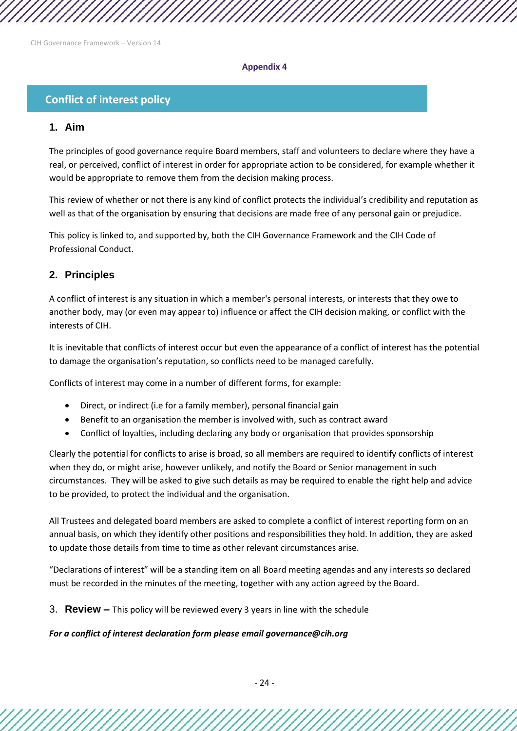**Appendix 4**

# Conflict of interest policy

## 1. Aim

The principles of good governance require Board members, staff and volunteers to declare where they have a real, or perceived, conflict of interest in order for appropriate action to be considered, for example whether it would be appropriate to remove them from the decision making process.

This review of whether or not there is any kind of conflict protects the individual's credibility and reputation as well as that of the organisation by ensuring that decisions are made free of any personal gain or prejudice.

This policy is linked to, and supported by, both the CIH Governance Framework and the CIH Code of Professional Conduct.

## 2. Principles

A conflict of interest is any situation in which a member's personal interests, or interests that they owe to another body, may (or even may appear to) influence or affect the CIH decision making, or conflict with the interests of CIH.

It is inevitable that conflicts of interest occur but even the appearance of a conflict of interest has the potential to damage the organisation's reputation, so conflicts need to be managed carefully.

Conflicts of interest may come in a number of different forms, for example:

- Direct, or indirect (i.e for a family member), personal financial gain
- Benefit to an organisation the member is involved with, such as contract award
- Conflict of loyalties, including declaring any body or organisation that provides sponsorship

Clearly the potential for conflicts to arise is broad, so all members are required to identify conflicts of interest when they do, or might arise, however unlikely, and notify the Board or Senior management in such circumstances. They will be asked to give such details as may be required to enable the right help and advice to be provided, to protect the individual and the organisation.

All Trustees and delegated board members are asked to complete a conflict of interest reporting form on an annual basis, on which they identify other positions and responsibilities they hold. In addition, they are asked to update those details from time to time as other relevant circumstances arise.

"Declarations of interest" will be a standing item on all Board meeting agendas and any interests so declared must be recorded in the minutes of the meeting, together with any action agreed by the Board.

## 3. Review – This policy will be reviewed every 3 years in line with the schedule

***For a conflict of interest declaration form please email governance@cih.org***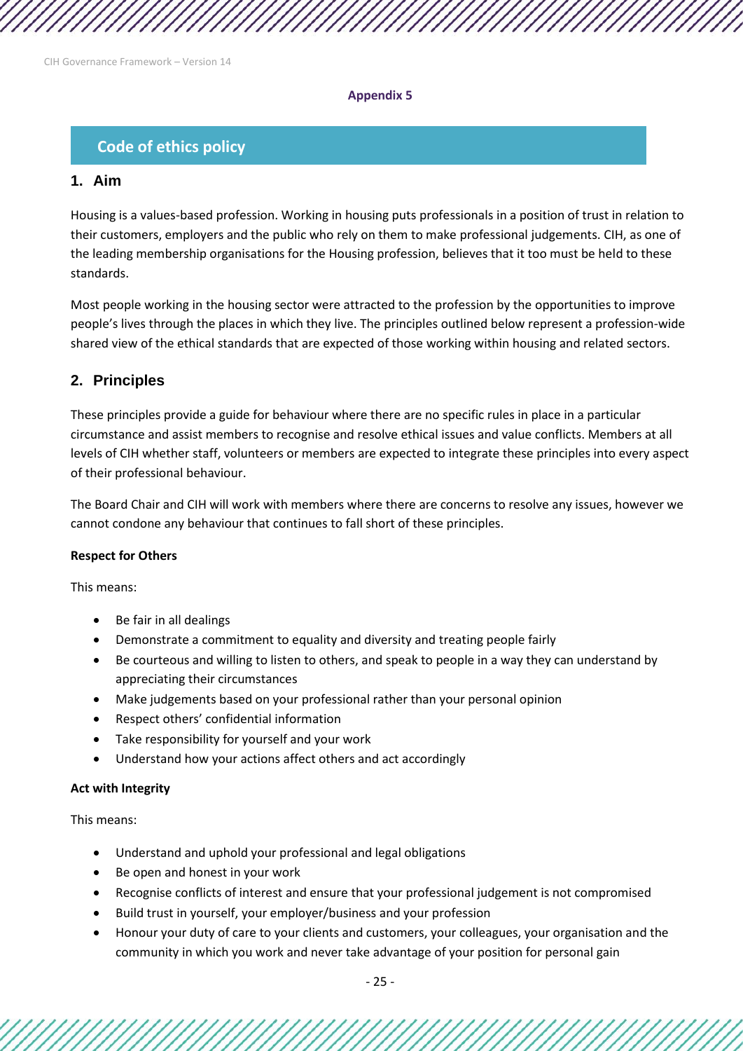**Appendix 5**

## Code of ethics policy

### 1. Aim

Housing is a values-based profession. Working in housing puts professionals in a position of trust in relation to their customers, employers and the public who rely on them to make professional judgements. CIH, as one of the leading membership organisations for the Housing profession, believes that it too must be held to these standards.

Most people working in the housing sector were attracted to the profession by the opportunities to improve people's lives through the places in which they live. The principles outlined below represent a profession-wide shared view of the ethical standards that are expected of those working within housing and related sectors.

### 2. Principles

These principles provide a guide for behaviour where there are no specific rules in place in a particular circumstance and assist members to recognise and resolve ethical issues and value conflicts. Members at all levels of CIH whether staff, volunteers or members are expected to integrate these principles into every aspect of their professional behaviour.

The Board Chair and CIH will work with members where there are concerns to resolve any issues, however we cannot condone any behaviour that continues to fall short of these principles.

**Respect for Others**

This means:

- Be fair in all dealings
- Demonstrate a commitment to equality and diversity and treating people fairly
- Be courteous and willing to listen to others, and speak to people in a way they can understand by appreciating their circumstances
- Make judgements based on your professional rather than your personal opinion
- Respect others' confidential information
- Take responsibility for yourself and your work
- Understand how your actions affect others and act accordingly

**Act with Integrity**

This means:

- Understand and uphold your professional and legal obligations
- Be open and honest in your work
- Recognise conflicts of interest and ensure that your professional judgement is not compromised
- Build trust in yourself, your employer/business and your profession
- Honour your duty of care to your clients and customers, your colleagues, your organisation and the community in which you work and never take advantage of your position for personal gain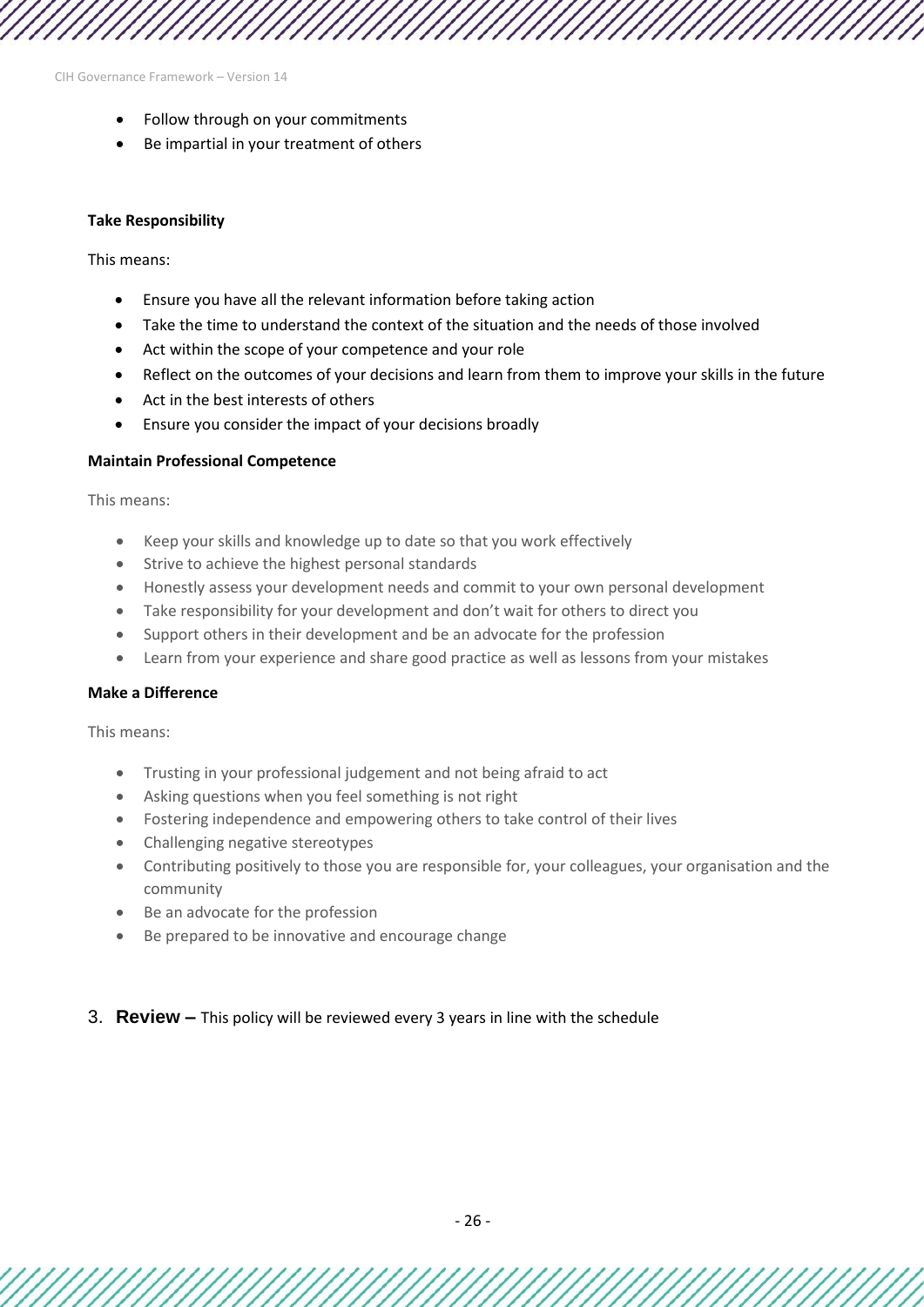- Follow through on your commitments
- Be impartial in your treatment of others

**Take Responsibility**

This means:

- Ensure you have all the relevant information before taking action
- Take the time to understand the context of the situation and the needs of those involved
- Act within the scope of your competence and your role
- Reflect on the outcomes of your decisions and learn from them to improve your skills in the future
- Act in the best interests of others
- Ensure you consider the impact of your decisions broadly

**Maintain Professional Competence**

This means:

- Keep your skills and knowledge up to date so that you work effectively
- Strive to achieve the highest personal standards
- Honestly assess your development needs and commit to your own personal development
- Take responsibility for your development and don't wait for others to direct you
- Support others in their development and be an advocate for the profession
- Learn from your experience and share good practice as well as lessons from your mistakes

**Make a Difference**

This means:

- Trusting in your professional judgement and not being afraid to act
- Asking questions when you feel something is not right
- Fostering independence and empowering others to take control of their lives
- Challenging negative stereotypes
- Contributing positively to those you are responsible for, your colleagues, your organisation and the community
- Be an advocate for the profession
- Be prepared to be innovative and encourage change

3. **Review –** This policy will be reviewed every 3 years in line with the schedule